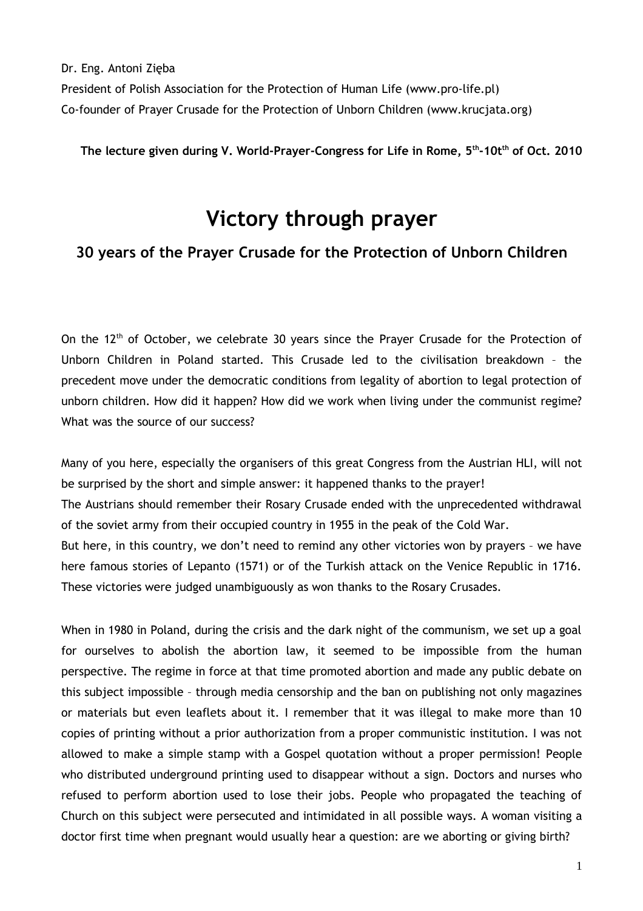Dr. Eng. Antoni Zięba

President of Polish Association for the Protection of Human Life (www.pro-life.pl)

Co-founder of Prayer Crusade for the Protection of Unborn Children (www.krucjata.org)

**The lecture given during V. World-Prayer-Congress for Life in Rome, 5th-10tth of Oct. 2010**

# Victory through prayer

## 30 years of the Prayer Crusade for the Protection of Unborn Children

On the 12th of October, we celebrate 30 years since the Prayer Crusade for the Protection of Unborn Children in Poland started. This Crusade led to the civilisation breakdown – the precedent move under the democratic conditions from legality of abortion to legal protection of unborn children. How did it happen? How did we work when living under the communist regime? What was the source of our success?

Many of you here, especially the organisers of this great Congress from the Austrian HLI, will not be surprised by the short and simple answer: it happened thanks to the prayer!

The Austrians should remember their Rosary Crusade ended with the unprecedented withdrawal of the soviet army from their occupied country in 1955 in the peak of the Cold War.

But here, in this country, we don't need to remind any other victories won by prayers – we have here famous stories of Lepanto (1571) or of the Turkish attack on the Venice Republic in 1716. These victories were judged unambiguously as won thanks to the Rosary Crusades.

When in 1980 in Poland, during the crisis and the dark night of the communism, we set up a goal for ourselves to abolish the abortion law, it seemed to be impossible from the human perspective. The regime in force at that time promoted abortion and made any public debate on this subject impossible – through media censorship and the ban on publishing not only magazines or materials but even leaflets about it. I remember that it was illegal to make more than 10 copies of printing without a prior authorization from a proper communistic institution. I was not allowed to make a simple stamp with a Gospel quotation without a proper permission! People who distributed underground printing used to disappear without a sign. Doctors and nurses who refused to perform abortion used to lose their jobs. People who propagated the teaching of Church on this subject were persecuted and intimidated in all possible ways. A woman visiting a doctor first time when pregnant would usually hear a question: are we aborting or giving birth?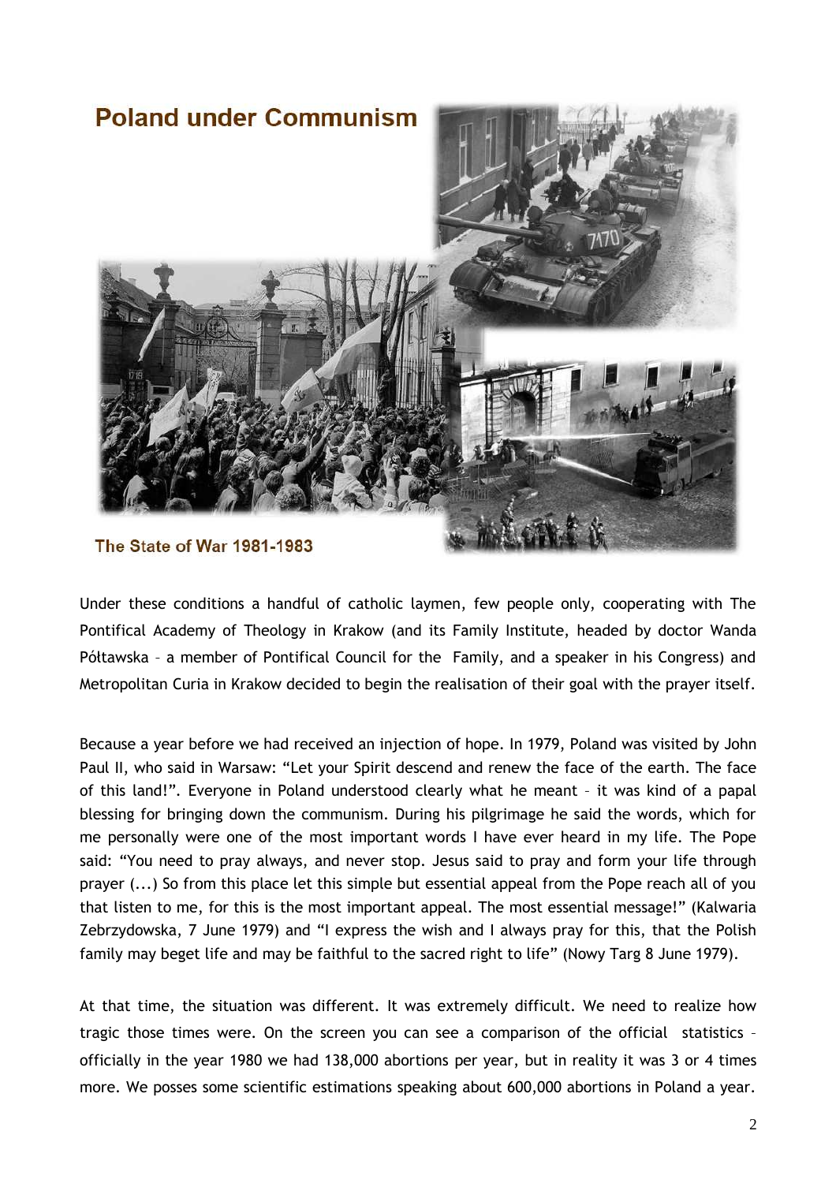## Poland under Communism

**The State of War 1981-1983**

Under these conditions a handful of catholic laymen, few people only, cooperating with The Pontifical Academy of Theology in Krakow (and its Family Institute, headed by doctor Wanda Półtawska – a member of Pontifical Council for the Family, and a speaker in his Congress) and Metropolitan Curia in Krakow decided to begin the realisation of their goal with the prayer itself.

Because a year before we had received an injection of hope. In 1979, Poland was visited by John Paul II, who said in Warsaw: "Let your Spirit descend and renew the face of the earth. The face of this land!". Everyone in Poland understood clearly what he meant – it was kind of a papal blessing for bringing down the communism. During his pilgrimage he said the words, which for me personally were one of the most important words I have ever heard in my life. The Pope said: "You need to pray always, and never stop. Jesus said to pray and form your life through prayer (...) So from this place let this simple but essential appeal from the Pope reach all of you that listen to me, for this is the most important appeal. The most essential message!" (Kalwaria Zebrzydowska, 7 June 1979) and "I express the wish and I always pray for this, that the Polish family may beget life and may be faithful to the sacred right to life" (Nowy Targ 8 June 1979).

At that time, the situation was different. It was extremely difficult. We need to realize how tragic those times were. On the screen you can see a comparison of the official statistics – officially in the year 1980 we had 138,000 abortions per year, but in reality it was 3 or 4 times more. We posses some scientific estimations speaking about 600,000 abortions in Poland a year.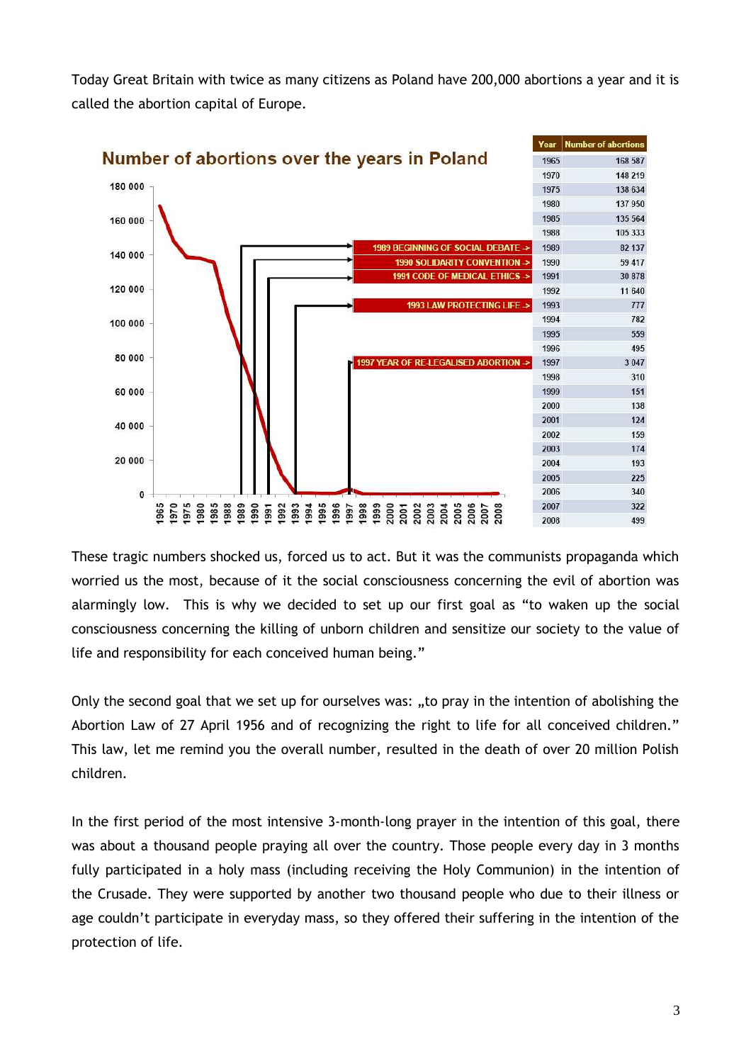Today Great Britain with twice as many citizens as Poland have 200,000 abortions a year and it is called the abortion capital of Europe.

## Number of abortions over the years in Poland

| Year | Number of abortions |
| --- | --- |
| 1965 | 168 587 |
| 1970 | 148 219 |
| 1975 | 138 634 |
| 1980 | 137 950 |
| 1985 | 135 564 |
| 1988 | 105 333 |
| 1989 | 82 137 |
| 1990 | 59 417 |
| 1991 | 30 878 |
| 1992 | 11 640 |
| 1993 | 777 |
| 1994 | 782 |
| 1995 | 559 |
| 1996 | 495 |
| 1997 | 3 047 |
| 1998 | 310 |
| 1999 | 151 |
| 2000 | 138 |
| 2001 | 124 |
| 2002 | 159 |
| 2003 | 174 |
| 2004 | 193 |
| 2005 | 225 |
| 2006 | 340 |
| 2007 | 322 |
| 2008 | 499 |

1989 BEGINNING OF SOCIAL DEBATE ->
1990 SOLIDARITY CONVENTION ->
1991 CODE OF MEDICAL ETHICS ->
1993 LAW PROTECTING LIFE ->
1997 YEAR OF RE-LEGALISED ABORTION ->

These tragic numbers shocked us, forced us to act. But it was the communists propaganda which worried us the most, because of it the social consciousness concerning the evil of abortion was alarmingly low. This is why we decided to set up our first goal as "to waken up the social consciousness concerning the killing of unborn children and sensitize our society to the value of life and responsibility for each conceived human being."

Only the second goal that we set up for ourselves was: „to pray in the intention of abolishing the Abortion Law of 27 April 1956 and of recognizing the right to life for all conceived children." This law, let me remind you the overall number, resulted in the death of over 20 million Polish children.

In the first period of the most intensive 3-month-long prayer in the intention of this goal, there was about a thousand people praying all over the country. Those people every day in 3 months fully participated in a holy mass (including receiving the Holy Communion) in the intention of the Crusade. They were supported by another two thousand people who due to their illness or age couldn't participate in everyday mass, so they offered their suffering in the intention of the protection of life.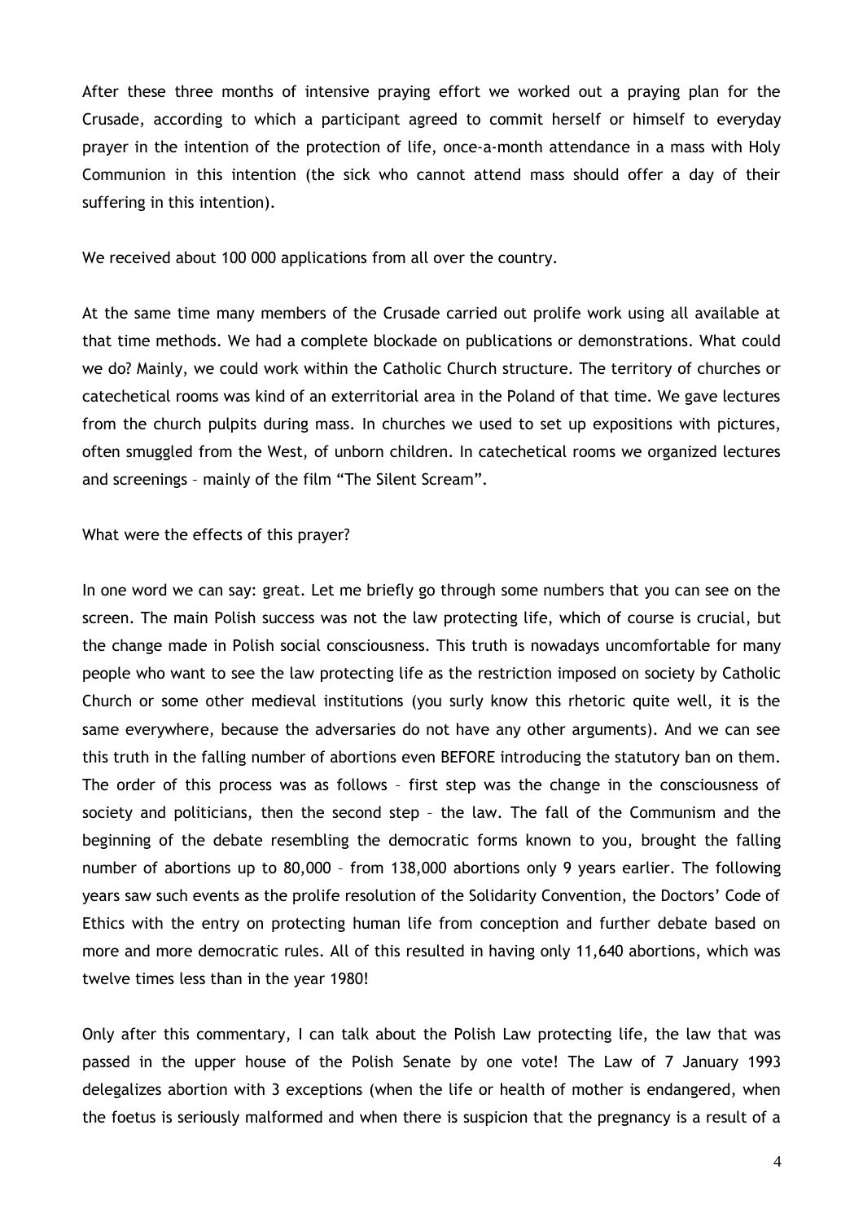After these three months of intensive praying effort we worked out a praying plan for the Crusade, according to which a participant agreed to commit herself or himself to everyday prayer in the intention of the protection of life, once-a-month attendance in a mass with Holy Communion in this intention (the sick who cannot attend mass should offer a day of their suffering in this intention).

We received about 100 000 applications from all over the country.

At the same time many members of the Crusade carried out prolife work using all available at that time methods. We had a complete blockade on publications or demonstrations. What could we do? Mainly, we could work within the Catholic Church structure. The territory of churches or catechetical rooms was kind of an exterritorial area in the Poland of that time. We gave lectures from the church pulpits during mass. In churches we used to set up expositions with pictures, often smuggled from the West, of unborn children. In catechetical rooms we organized lectures and screenings – mainly of the film "The Silent Scream".

What were the effects of this prayer?

In one word we can say: great. Let me briefly go through some numbers that you can see on the screen. The main Polish success was not the law protecting life, which of course is crucial, but the change made in Polish social consciousness. This truth is nowadays uncomfortable for many people who want to see the law protecting life as the restriction imposed on society by Catholic Church or some other medieval institutions (you surly know this rhetoric quite well, it is the same everywhere, because the adversaries do not have any other arguments). And we can see this truth in the falling number of abortions even BEFORE introducing the statutory ban on them. The order of this process was as follows – first step was the change in the consciousness of society and politicians, then the second step – the law. The fall of the Communism and the beginning of the debate resembling the democratic forms known to you, brought the falling number of abortions up to 80,000 – from 138,000 abortions only 9 years earlier. The following years saw such events as the prolife resolution of the Solidarity Convention, the Doctors' Code of Ethics with the entry on protecting human life from conception and further debate based on more and more democratic rules. All of this resulted in having only 11,640 abortions, which was twelve times less than in the year 1980!

Only after this commentary, I can talk about the Polish Law protecting life, the law that was passed in the upper house of the Polish Senate by one vote! The Law of 7 January 1993 delegalizes abortion with 3 exceptions (when the life or health of mother is endangered, when the foetus is seriously malformed and when there is suspicion that the pregnancy is a result of a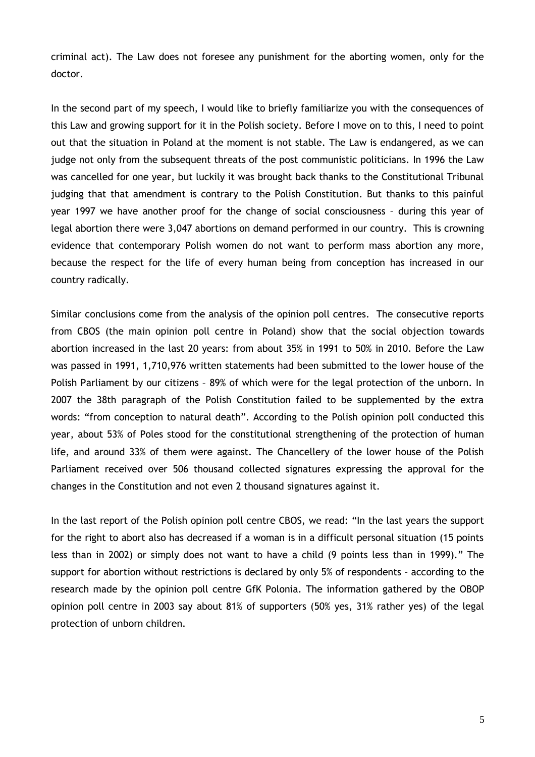criminal act). The Law does not foresee any punishment for the aborting women, only for the doctor.

In the second part of my speech, I would like to briefly familiarize you with the consequences of this Law and growing support for it in the Polish society. Before I move on to this, I need to point out that the situation in Poland at the moment is not stable. The Law is endangered, as we can judge not only from the subsequent threats of the post communistic politicians. In 1996 the Law was cancelled for one year, but luckily it was brought back thanks to the Constitutional Tribunal judging that that amendment is contrary to the Polish Constitution. But thanks to this painful year 1997 we have another proof for the change of social consciousness – during this year of legal abortion there were 3,047 abortions on demand performed in our country. This is crowning evidence that contemporary Polish women do not want to perform mass abortion any more, because the respect for the life of every human being from conception has increased in our country radically.

Similar conclusions come from the analysis of the opinion poll centres. The consecutive reports from CBOS (the main opinion poll centre in Poland) show that the social objection towards abortion increased in the last 20 years: from about 35% in 1991 to 50% in 2010. Before the Law was passed in 1991, 1,710,976 written statements had been submitted to the lower house of the Polish Parliament by our citizens – 89% of which were for the legal protection of the unborn. In 2007 the 38th paragraph of the Polish Constitution failed to be supplemented by the extra words: "from conception to natural death". According to the Polish opinion poll conducted this year, about 53% of Poles stood for the constitutional strengthening of the protection of human life, and around 33% of them were against. The Chancellery of the lower house of the Polish Parliament received over 506 thousand collected signatures expressing the approval for the changes in the Constitution and not even 2 thousand signatures against it.

In the last report of the Polish opinion poll centre CBOS, we read: "In the last years the support for the right to abort also has decreased if a woman is in a difficult personal situation (15 points less than in 2002) or simply does not want to have a child (9 points less than in 1999)." The support for abortion without restrictions is declared by only 5% of respondents – according to the research made by the opinion poll centre GfK Polonia. The information gathered by the OBOP opinion poll centre in 2003 say about 81% of supporters (50% yes, 31% rather yes) of the legal protection of unborn children.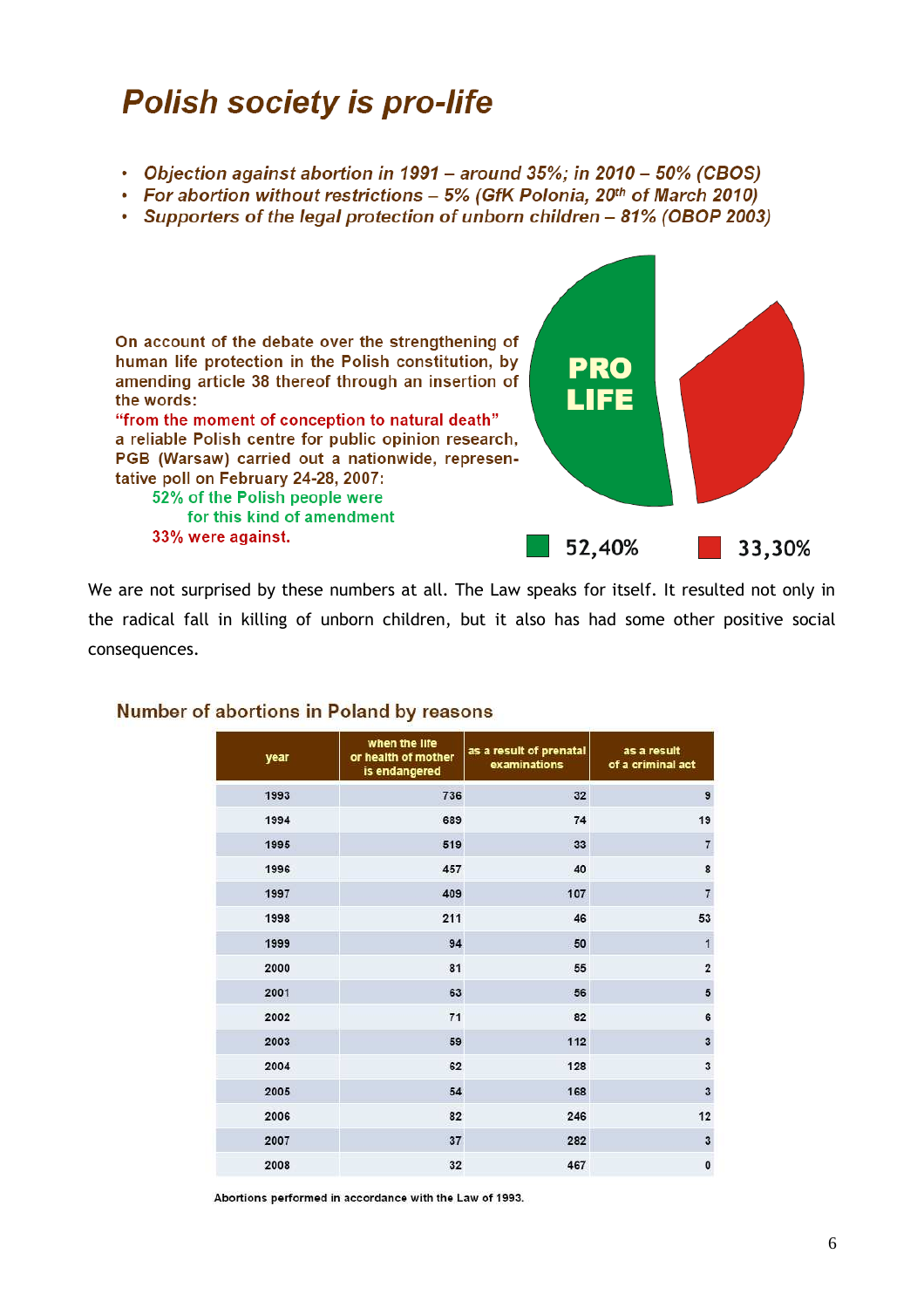# *Polish society is pro-life*

- *Objection against abortion in 1991 – around 35%; in 2010 – 50% (CBOS)*
- *For abortion without restrictions – 5% (GfK Polonia, 20th of March 2010)*
- *Supporters of the legal protection of unborn children – 81% (OBOP 2003)*

**On account of the debate over the strengthening of human life protection in the Polish constitution, by amending article 38 thereof through an insertion of the words:**
**"from the moment of conception to natural death"**
**a reliable Polish centre for public opinion research, PGB (Warsaw) carried out a nationwide, represen-tative poll on February 24-28, 2007:**
**52% of the Polish people were for this kind of amendment**
**33% were against.**

PRO LIFE

52,40% 33,30%

We are not surprised by these numbers at all. The Law speaks for itself. It resulted not only in the radical fall in killing of unborn children, but it also has had some other positive social consequences.

**Number of abortions in Poland by reasons**

| year | when the life or health of mother is endangered | as a result of prenatal examinations | as a result of a criminal act |
|---|---|---|---|
| 1993 | 736 | 32 | 9 |
| 1994 | 689 | 74 | 19 |
| 1995 | 519 | 33 | 7 |
| 1996 | 457 | 40 | 8 |
| 1997 | 409 | 107 | 7 |
| 1998 | 211 | 46 | 53 |
| 1999 | 94 | 50 | 1 |
| 2000 | 81 | 55 | 2 |
| 2001 | 63 | 56 | 5 |
| 2002 | 71 | 82 | 6 |
| 2003 | 59 | 112 | 3 |
| 2004 | 62 | 128 | 3 |
| 2005 | 54 | 168 | 3 |
| 2006 | 82 | 246 | 12 |
| 2007 | 37 | 282 | 3 |
| 2008 | 32 | 467 | 0 |

Abortions performed in accordance with the Law of 1993.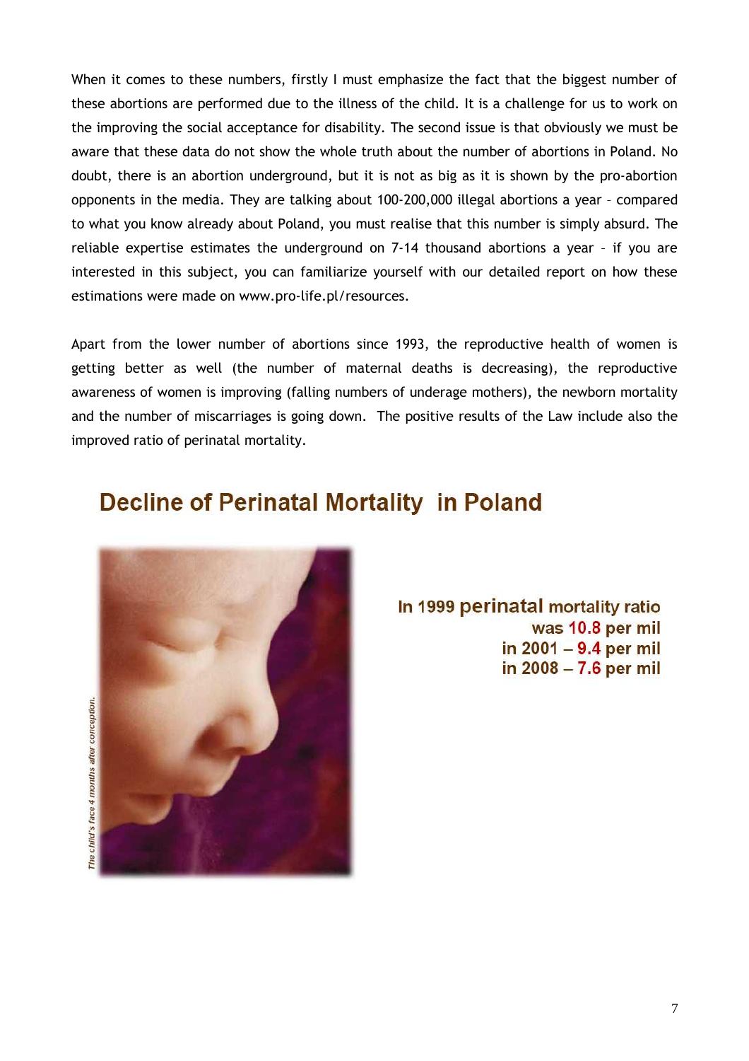When it comes to these numbers, firstly I must emphasize the fact that the biggest number of these abortions are performed due to the illness of the child. It is a challenge for us to work on the improving the social acceptance for disability. The second issue is that obviously we must be aware that these data do not show the whole truth about the number of abortions in Poland. No doubt, there is an abortion underground, but it is not as big as it is shown by the pro-abortion opponents in the media. They are talking about 100-200,000 illegal abortions a year – compared to what you know already about Poland, you must realise that this number is simply absurd. The reliable expertise estimates the underground on 7-14 thousand abortions a year – if you are interested in this subject, you can familiarize yourself with our detailed report on how these estimations were made on www.pro-life.pl/resources.

Apart from the lower number of abortions since 1993, the reproductive health of women is getting better as well (the number of maternal deaths is decreasing), the reproductive awareness of women is improving (falling numbers of underage mothers), the newborn mortality and the number of miscarriages is going down. The positive results of the Law include also the improved ratio of perinatal mortality.

## Decline of Perinatal Mortality in Poland

*The child's face 4 months after conception.*

In 1999 perinatal mortality ratio was 10.8 per mil
in 2001 – 9.4 per mil
in 2008 – 7.6 per mil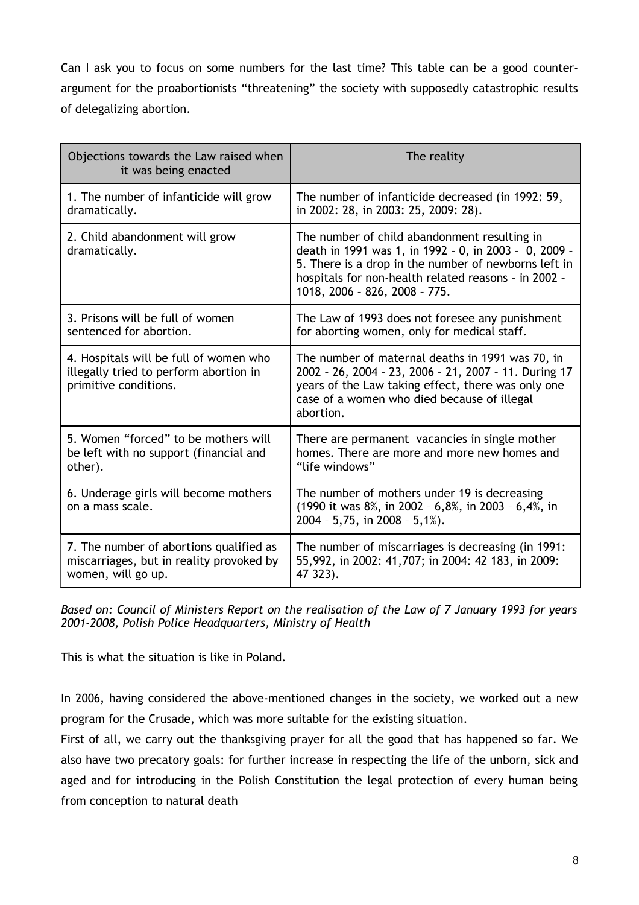Can I ask you to focus on some numbers for the last time? This table can be a good counter-argument for the proabortionists "threatening" the society with supposedly catastrophic results of delegalizing abortion.

| Objections towards the Law raised when it was being enacted | The reality |
| --- | --- |
| 1. The number of infanticide will grow dramatically. | The number of infanticide decreased (in 1992: 59, in 2002: 28, in 2003: 25, 2009: 28). |
| 2. Child abandonment will grow dramatically. | The number of child abandonment resulting in death in 1991 was 1, in 1992 – 0, in 2003 – 0, 2009 – 5. There is a drop in the number of newborns left in hospitals for non-health related reasons – in 2002 – 1018, 2006 – 826, 2008 – 775. |
| 3. Prisons will be full of women sentenced for abortion. | The Law of 1993 does not foresee any punishment for aborting women, only for medical staff. |
| 4. Hospitals will be full of women who illegally tried to perform abortion in primitive conditions. | The number of maternal deaths in 1991 was 70, in 2002 – 26, 2004 – 23, 2006 – 21, 2007 – 11. During 17 years of the Law taking effect, there was only one case of a women who died because of illegal abortion. |
| 5. Women "forced" to be mothers will be left with no support (financial and other). | There are permanent vacancies in single mother homes. There are more and more new homes and "life windows" |
| 6. Underage girls will become mothers on a mass scale. | The number of mothers under 19 is decreasing (1990 it was 8%, in 2002 – 6,8%, in 2003 – 6,4%, in 2004 – 5,75, in 2008 – 5,1%). |
| 7. The number of abortions qualified as miscarriages, but in reality provoked by women, will go up. | The number of miscarriages is decreasing (in 1991: 55,992, in 2002: 41,707; in 2004: 42 183, in 2009: 47 323). |

*Based on: Council of Ministers Report on the realisation of the Law of 7 January 1993 for years 2001-2008, Polish Police Headquarters, Ministry of Health*

This is what the situation is like in Poland.

In 2006, having considered the above-mentioned changes in the society, we worked out a new program for the Crusade, which was more suitable for the existing situation.

First of all, we carry out the thanksgiving prayer for all the good that has happened so far. We also have two precatory goals: for further increase in respecting the life of the unborn, sick and aged and for introducing in the Polish Constitution the legal protection of every human being from conception to natural death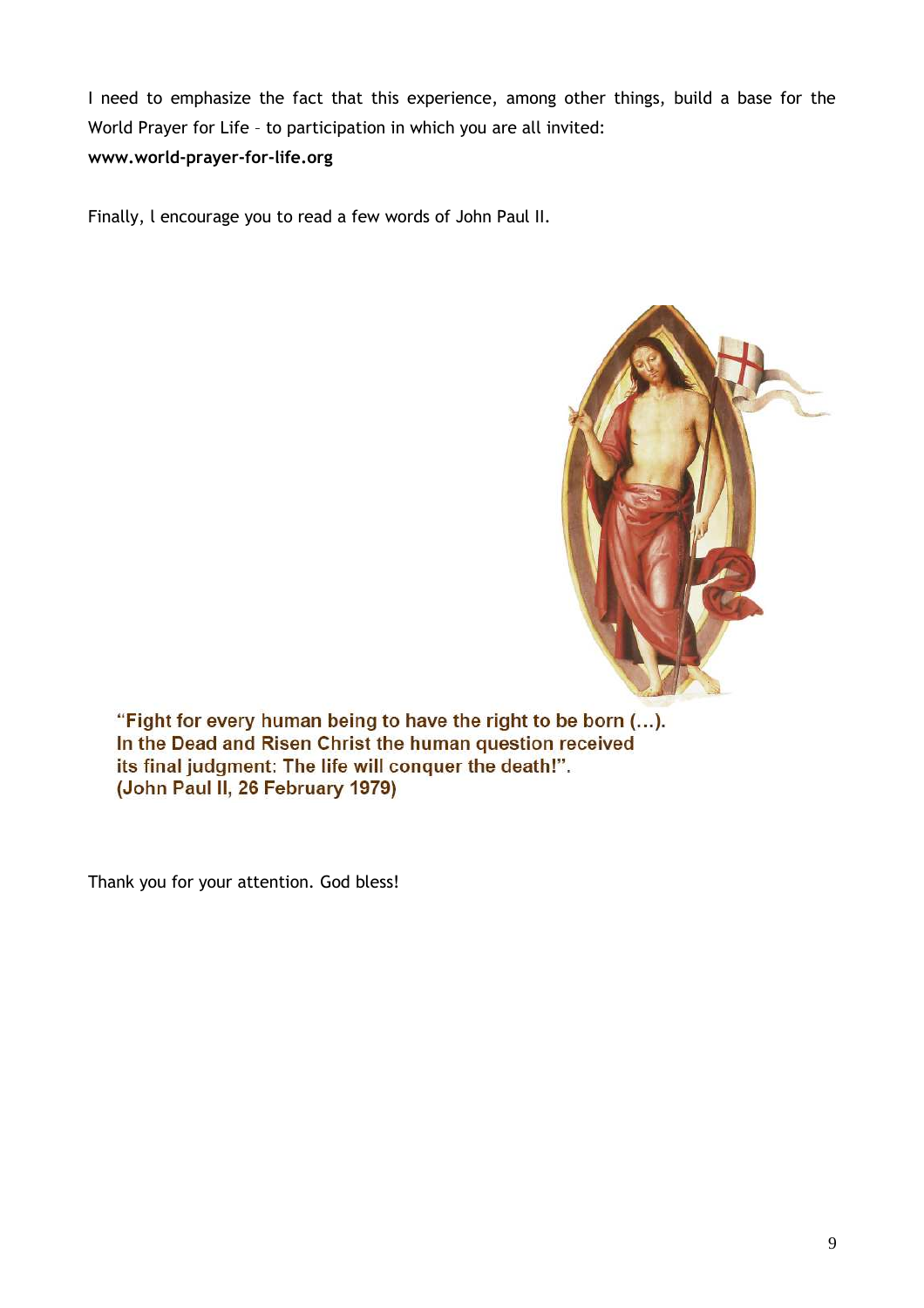I need to emphasize the fact that this experience, among other things, build a base for the World Prayer for Life – to participation in which you are all invited:
**www.world-prayer-for-life.org**

Finally, I encourage you to read a few words of John Paul II.

**"Fight for every human being to have the right to be born (…). In the Dead and Risen Christ the human question received its final judgment: The life will conquer the death!". (John Paul II, 26 February 1979)**

Thank you for your attention. God bless!